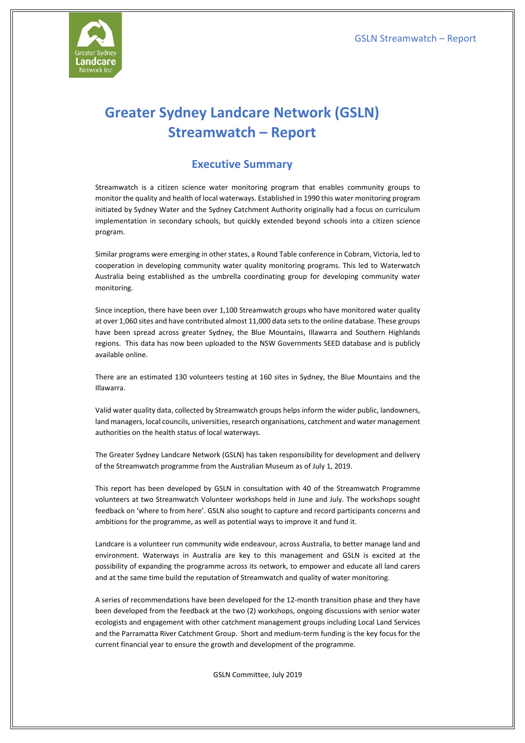# Greater Sydney Landcare Network (GSLN) Streamwatch – Report

## Executive Summary

Streamwatch is a citizen science water monitoring program that enables community groups to monitor the quality and health of local waterways. Established in 1990 this water monitoring program initiated by Sydney Water and the Sydney Catchment Authority originally had a focus on curriculum implementation in secondary schools, but quickly extended beyond schools into a citizen science program.

Similar programs were emerging in other states, a Round Table conference in Cobram, Victoria, led to cooperation in developing community water quality monitoring programs. This led to Waterwatch Australia being established as the umbrella coordinating group for developing community water monitoring.

Since inception, there have been over 1,100 Streamwatch groups who have monitored water quality at over 1,060 sites and have contributed almost 11,000 data sets to the online database. These groups have been spread across greater Sydney, the Blue Mountains, Illawarra and Southern Highlands regions. This data has now been uploaded to the NSW Governments SEED database and is publicly available online.

There are an estimated 130 volunteers testing at 160 sites in Sydney, the Blue Mountains and the Illawarra.

Valid water quality data, collected by Streamwatch groups helps inform the wider public, landowners, land managers, local councils, universities, research organisations, catchment and water management authorities on the health status of local waterways.

The Greater Sydney Landcare Network (GSLN) has taken responsibility for development and delivery of the Streamwatch programme from the Australian Museum as of July 1, 2019.

This report has been developed by GSLN in consultation with 40 of the Streamwatch Programme volunteers at two Streamwatch Volunteer workshops held in June and July. The workshops sought feedback on 'where to from here'. GSLN also sought to capture and record participants concerns and ambitions for the programme, as well as potential ways to improve it and fund it.

Landcare is a volunteer run community wide endeavour, across Australia, to better manage land and environment. Waterways in Australia are key to this management and GSLN is excited at the possibility of expanding the programme across its network, to empower and educate all land carers and at the same time build the reputation of Streamwatch and quality of water monitoring.

A series of recommendations have been developed for the 12-month transition phase and they have been developed from the feedback at the two (2) workshops, ongoing discussions with senior water ecologists and engagement with other catchment management groups including Local Land Services and the Parramatta River Catchment Group. Short and medium-term funding is the key focus for the current financial year to ensure the growth and development of the programme.

GSLN Committee, July 2019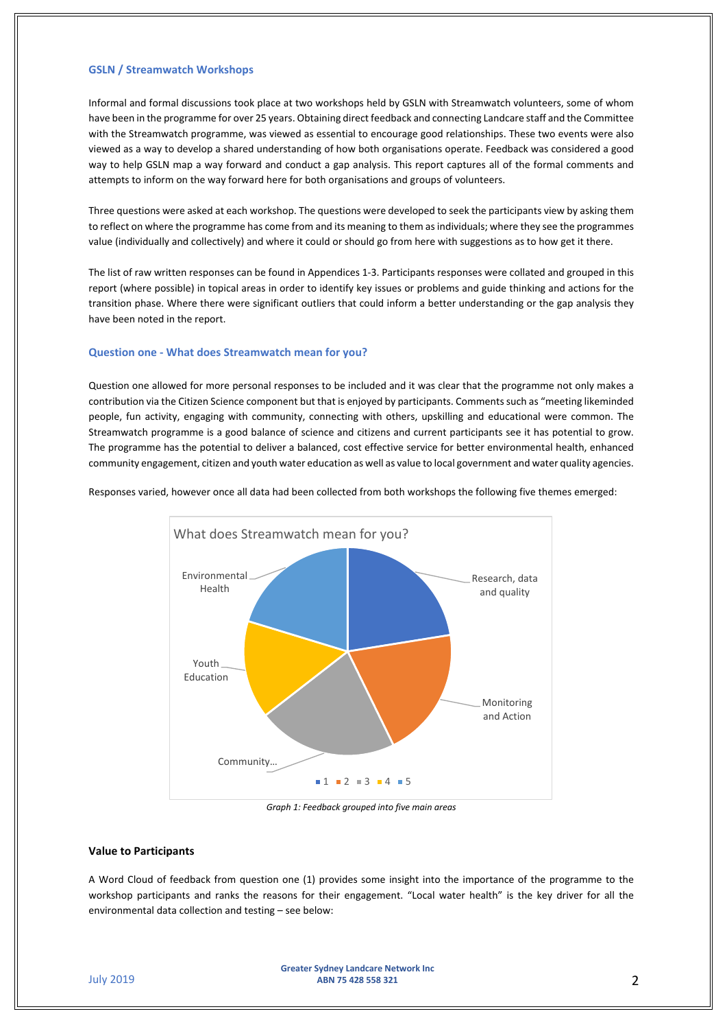### GSLN / Streamwatch Workshops

Informal and formal discussions took place at two workshops held by GSLN with Streamwatch volunteers, some of whom have been in the programme for over 25 years. Obtaining direct feedback and connecting Landcare staff and the Committee with the Streamwatch programme, was viewed as essential to encourage good relationships. These two events were also viewed as a way to develop a shared understanding of how both organisations operate. Feedback was considered a good way to help GSLN map a way forward and conduct a gap analysis. This report captures all of the formal comments and attempts to inform on the way forward here for both organisations and groups of volunteers.

Three questions were asked at each workshop. The questions were developed to seek the participants view by asking them to reflect on where the programme has come from and its meaning to them as individuals; where they see the programmes value (individually and collectively) and where it could or should go from here with suggestions as to how get it there.

The list of raw written responses can be found in Appendices 1-3. Participants responses were collated and grouped in this report (where possible) in topical areas in order to identify key issues or problems and guide thinking and actions for the transition phase. Where there were significant outliers that could inform a better understanding or the gap analysis they have been noted in the report.

### Question one - What does Streamwatch mean for you?

Question one allowed for more personal responses to be included and it was clear that the programme not only makes a contribution via the Citizen Science component but that is enjoyed by participants. Comments such as "meeting likeminded people, fun activity, engaging with community, connecting with others, upskilling and educational were common. The Streamwatch programme is a good balance of science and citizens and current participants see it has potential to grow. The programme has the potential to deliver a balanced, cost effective service for better environmental health, enhanced community engagement, citizen and youth water education as well as value to local government and water quality agencies.

Responses varied, however once all data had been collected from both workshops the following five themes emerged:

What does Streamwatch mean for you?

- Research, data and quality
- Monitoring and Action
- Community…
- Youth Education
- Environmental Health

*Graph 1: Feedback grouped into five main areas*

**Value to Participants**

A Word Cloud of feedback from question one (1) provides some insight into the importance of the programme to the workshop participants and ranks the reasons for their engagement. "Local water health" is the key driver for all the environmental data collection and testing – see below: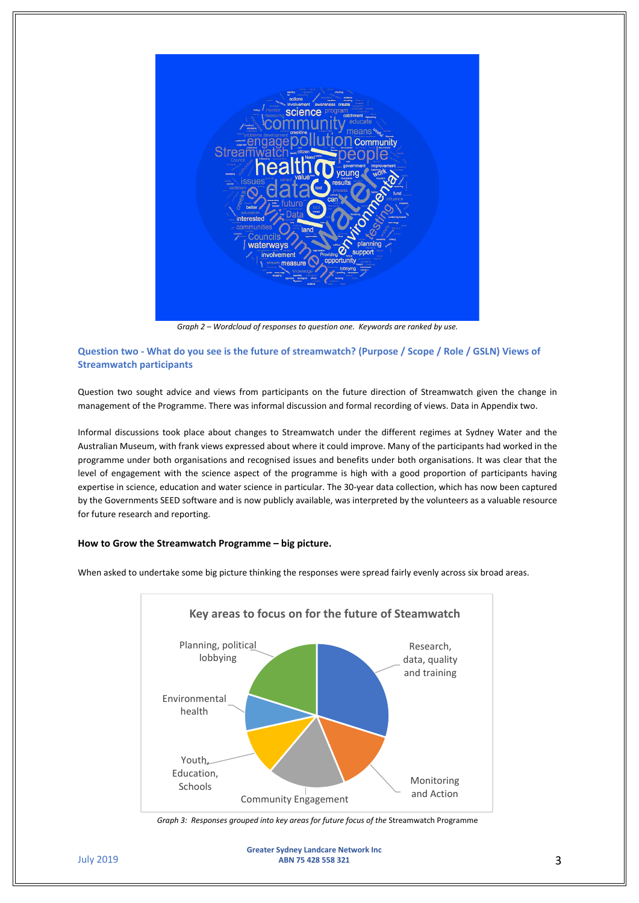*Graph 2 – Wordcloud of responses to question one. Keywords are ranked by use.*

### Question two - What do you see is the future of streamwatch? (Purpose / Scope / Role / GSLN) Views of Streamwatch participants

Question two sought advice and views from participants on the future direction of Streamwatch given the change in management of the Programme. There was informal discussion and formal recording of views. Data in Appendix two.

Informal discussions took place about changes to Streamwatch under the different regimes at Sydney Water and the Australian Museum, with frank views expressed about where it could improve. Many of the participants had worked in the programme under both organisations and recognised issues and benefits under both organisations. It was clear that the level of engagement with the science aspect of the programme is high with a good proportion of participants having expertise in science, education and water science in particular. The 30-year data collection, which has now been captured by the Governments SEED software and is now publicly available, was interpreted by the volunteers as a valuable resource for future research and reporting.

**How to Grow the Streamwatch Programme – big picture.**

When asked to undertake some big picture thinking the responses were spread fairly evenly across six broad areas.

*Graph 3: Responses grouped into key areas for future focus of the* Streamwatch Programme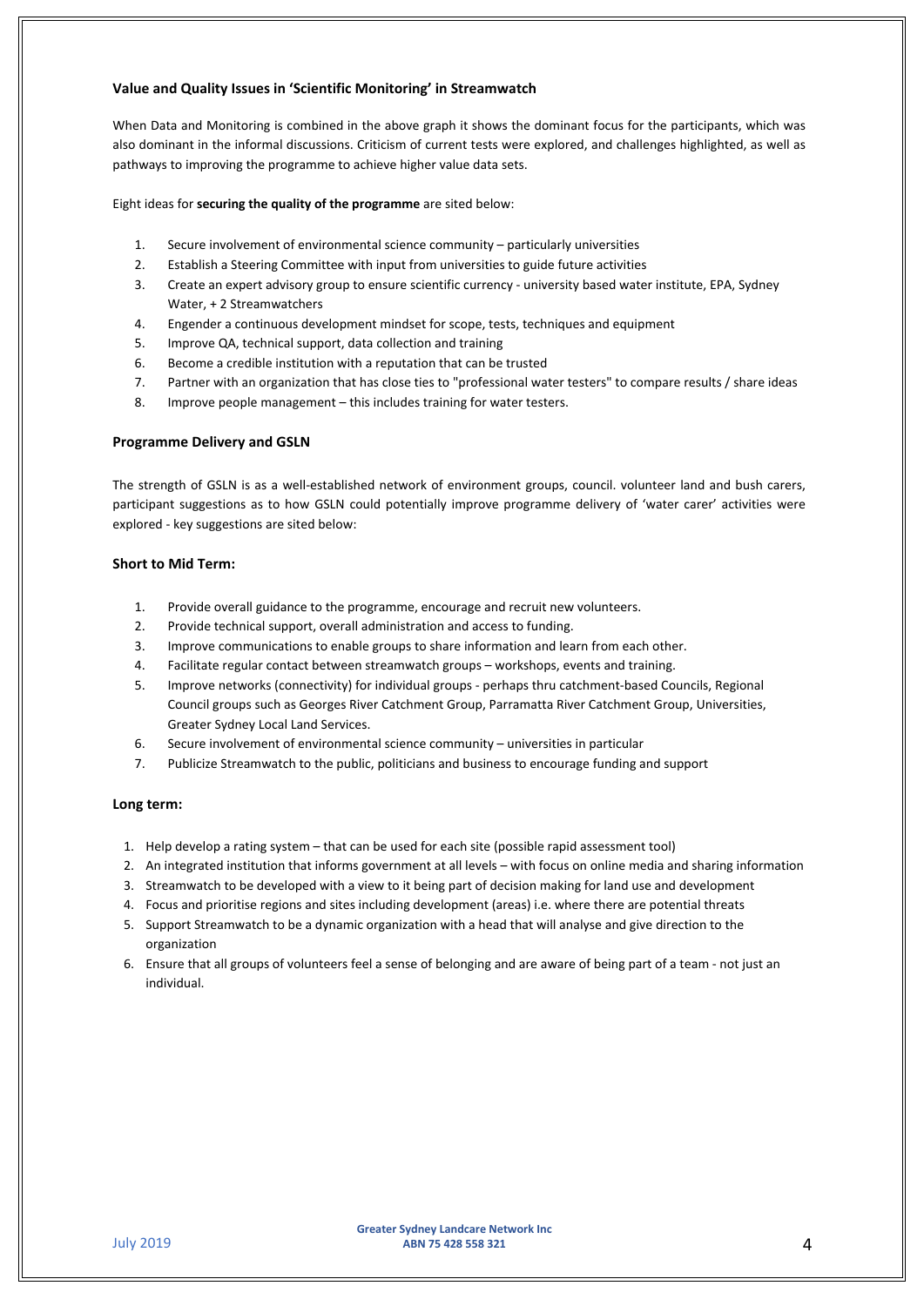### Value and Quality Issues in 'Scientific Monitoring' in Streamwatch

When Data and Monitoring is combined in the above graph it shows the dominant focus for the participants, which was also dominant in the informal discussions. Criticism of current tests were explored, and challenges highlighted, as well as pathways to improving the programme to achieve higher value data sets.

Eight ideas for **securing the quality of the programme** are sited below:

1. Secure involvement of environmental science community – particularly universities
2. Establish a Steering Committee with input from universities to guide future activities
3. Create an expert advisory group to ensure scientific currency - university based water institute, EPA, Sydney Water, + 2 Streamwatchers
4. Engender a continuous development mindset for scope, tests, techniques and equipment
5. Improve QA, technical support, data collection and training
6. Become a credible institution with a reputation that can be trusted
7. Partner with an organization that has close ties to "professional water testers" to compare results / share ideas
8. Improve people management – this includes training for water testers.

### Programme Delivery and GSLN

The strength of GSLN is as a well-established network of environment groups, council. volunteer land and bush carers, participant suggestions as to how GSLN could potentially improve programme delivery of 'water carer' activities were explored - key suggestions are sited below:

#### Short to Mid Term:

1. Provide overall guidance to the programme, encourage and recruit new volunteers.
2. Provide technical support, overall administration and access to funding.
3. Improve communications to enable groups to share information and learn from each other.
4. Facilitate regular contact between streamwatch groups – workshops, events and training.
5. Improve networks (connectivity) for individual groups - perhaps thru catchment-based Councils, Regional Council groups such as Georges River Catchment Group, Parramatta River Catchment Group, Universities, Greater Sydney Local Land Services.
6. Secure involvement of environmental science community – universities in particular
7. Publicize Streamwatch to the public, politicians and business to encourage funding and support

#### Long term:

1. Help develop a rating system – that can be used for each site (possible rapid assessment tool)
2. An integrated institution that informs government at all levels – with focus on online media and sharing information
3. Streamwatch to be developed with a view to it being part of decision making for land use and development
4. Focus and prioritise regions and sites including development (areas) i.e. where there are potential threats
5. Support Streamwatch to be a dynamic organization with a head that will analyse and give direction to the organization
6. Ensure that all groups of volunteers feel a sense of belonging and are aware of being part of a team - not just an individual.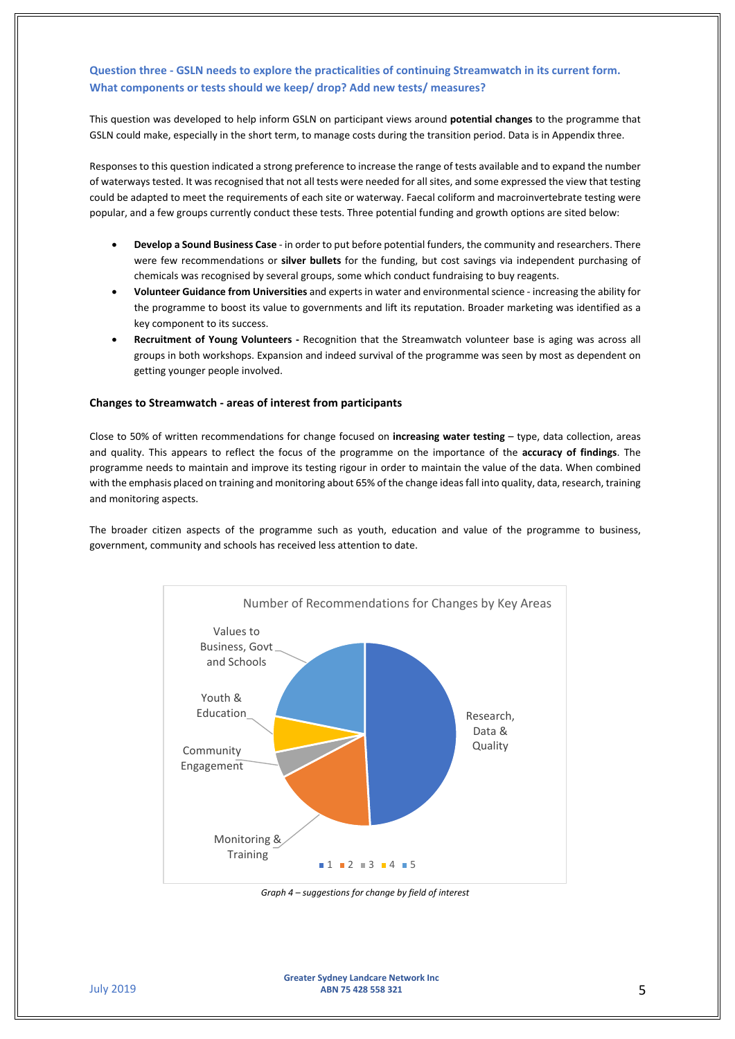### Question three - GSLN needs to explore the practicalities of continuing Streamwatch in its current form. What components or tests should we keep/ drop? Add new tests/ measures?

This question was developed to help inform GSLN on participant views around **potential changes** to the programme that GSLN could make, especially in the short term, to manage costs during the transition period. Data is in Appendix three.

Responses to this question indicated a strong preference to increase the range of tests available and to expand the number of waterways tested. It was recognised that not all tests were needed for all sites, and some expressed the view that testing could be adapted to meet the requirements of each site or waterway. Faecal coliform and macroinvertebrate testing were popular, and a few groups currently conduct these tests. Three potential funding and growth options are sited below:

- **Develop a Sound Business Case** - in order to put before potential funders, the community and researchers. There were few recommendations or **silver bullets** for the funding, but cost savings via independent purchasing of chemicals was recognised by several groups, some which conduct fundraising to buy reagents.
- **Volunteer Guidance from Universities** and experts in water and environmental science - increasing the ability for the programme to boost its value to governments and lift its reputation. Broader marketing was identified as a key component to its success.
- **Recruitment of Young Volunteers -** Recognition that the Streamwatch volunteer base is aging was across all groups in both workshops. Expansion and indeed survival of the programme was seen by most as dependent on getting younger people involved.

#### Changes to Streamwatch - areas of interest from participants

Close to 50% of written recommendations for change focused on **increasing water testing** – type, data collection, areas and quality. This appears to reflect the focus of the programme on the importance of the **accuracy of findings**. The programme needs to maintain and improve its testing rigour in order to maintain the value of the data. When combined with the emphasis placed on training and monitoring about 65% of the change ideas fall into quality, data, research, training and monitoring aspects.

The broader citizen aspects of the programme such as youth, education and value of the programme to business, government, community and schools has received less attention to date.

*Graph 4 – suggestions for change by field of interest*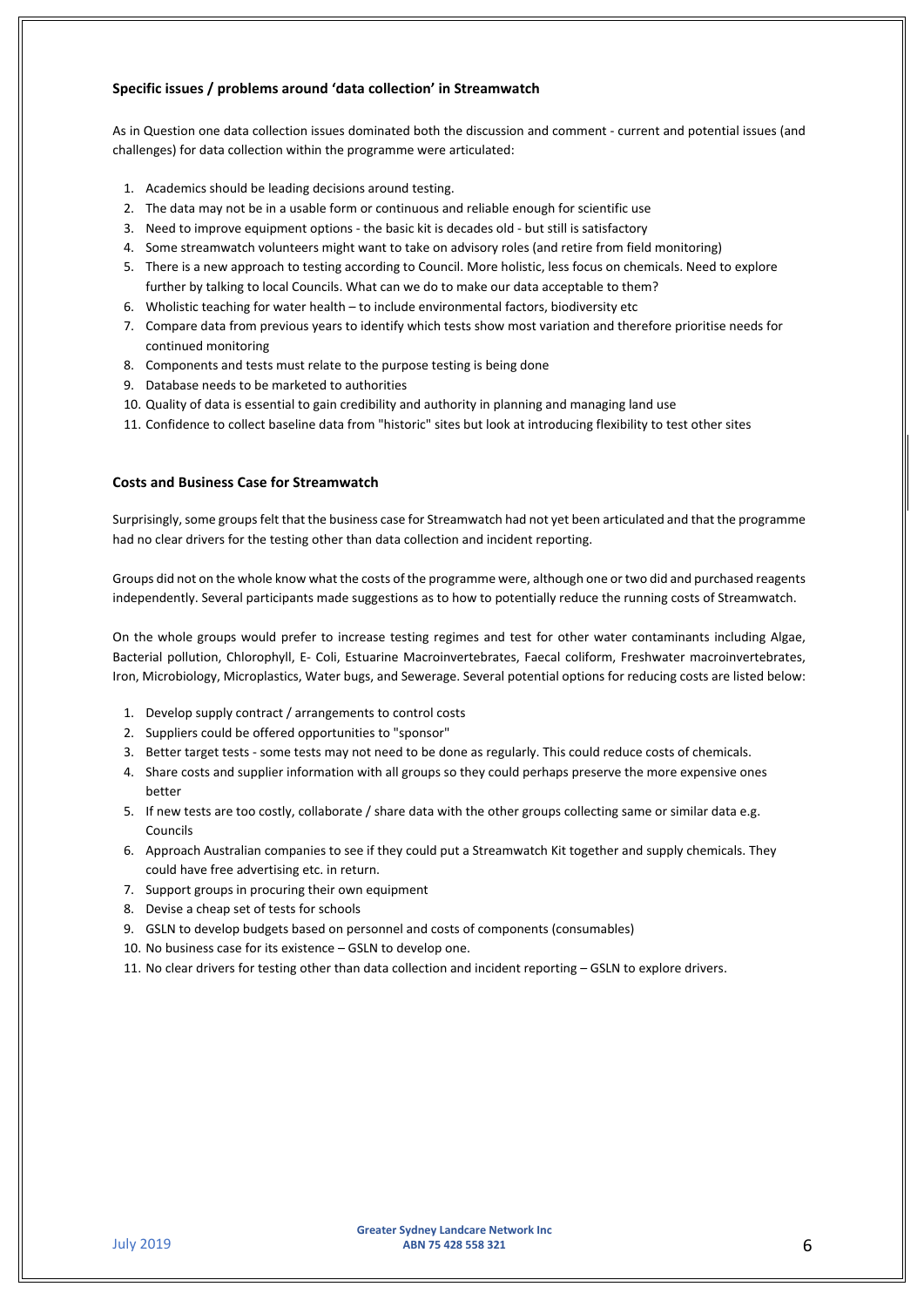### Specific issues / problems around 'data collection' in Streamwatch

As in Question one data collection issues dominated both the discussion and comment - current and potential issues (and challenges) for data collection within the programme were articulated:

1. Academics should be leading decisions around testing.
2. The data may not be in a usable form or continuous and reliable enough for scientific use
3. Need to improve equipment options - the basic kit is decades old - but still is satisfactory
4. Some streamwatch volunteers might want to take on advisory roles (and retire from field monitoring)
5. There is a new approach to testing according to Council. More holistic, less focus on chemicals. Need to explore further by talking to local Councils. What can we do to make our data acceptable to them?
6. Wholistic teaching for water health – to include environmental factors, biodiversity etc
7. Compare data from previous years to identify which tests show most variation and therefore prioritise needs for continued monitoring
8. Components and tests must relate to the purpose testing is being done
9. Database needs to be marketed to authorities
10. Quality of data is essential to gain credibility and authority in planning and managing land use
11. Confidence to collect baseline data from "historic" sites but look at introducing flexibility to test other sites

### Costs and Business Case for Streamwatch

Surprisingly, some groups felt that the business case for Streamwatch had not yet been articulated and that the programme had no clear drivers for the testing other than data collection and incident reporting.

Groups did not on the whole know what the costs of the programme were, although one or two did and purchased reagents independently. Several participants made suggestions as to how to potentially reduce the running costs of Streamwatch.

On the whole groups would prefer to increase testing regimes and test for other water contaminants including Algae, Bacterial pollution, Chlorophyll, E- Coli, Estuarine Macroinvertebrates, Faecal coliform, Freshwater macroinvertebrates, Iron, Microbiology, Microplastics, Water bugs, and Sewerage. Several potential options for reducing costs are listed below:

1. Develop supply contract / arrangements to control costs
2. Suppliers could be offered opportunities to "sponsor"
3. Better target tests - some tests may not need to be done as regularly. This could reduce costs of chemicals.
4. Share costs and supplier information with all groups so they could perhaps preserve the more expensive ones better
5. If new tests are too costly, collaborate / share data with the other groups collecting same or similar data e.g. Councils
6. Approach Australian companies to see if they could put a Streamwatch Kit together and supply chemicals. They could have free advertising etc. in return.
7. Support groups in procuring their own equipment
8. Devise a cheap set of tests for schools
9. GSLN to develop budgets based on personnel and costs of components (consumables)
10. No business case for its existence – GSLN to develop one.
11. No clear drivers for testing other than data collection and incident reporting – GSLN to explore drivers.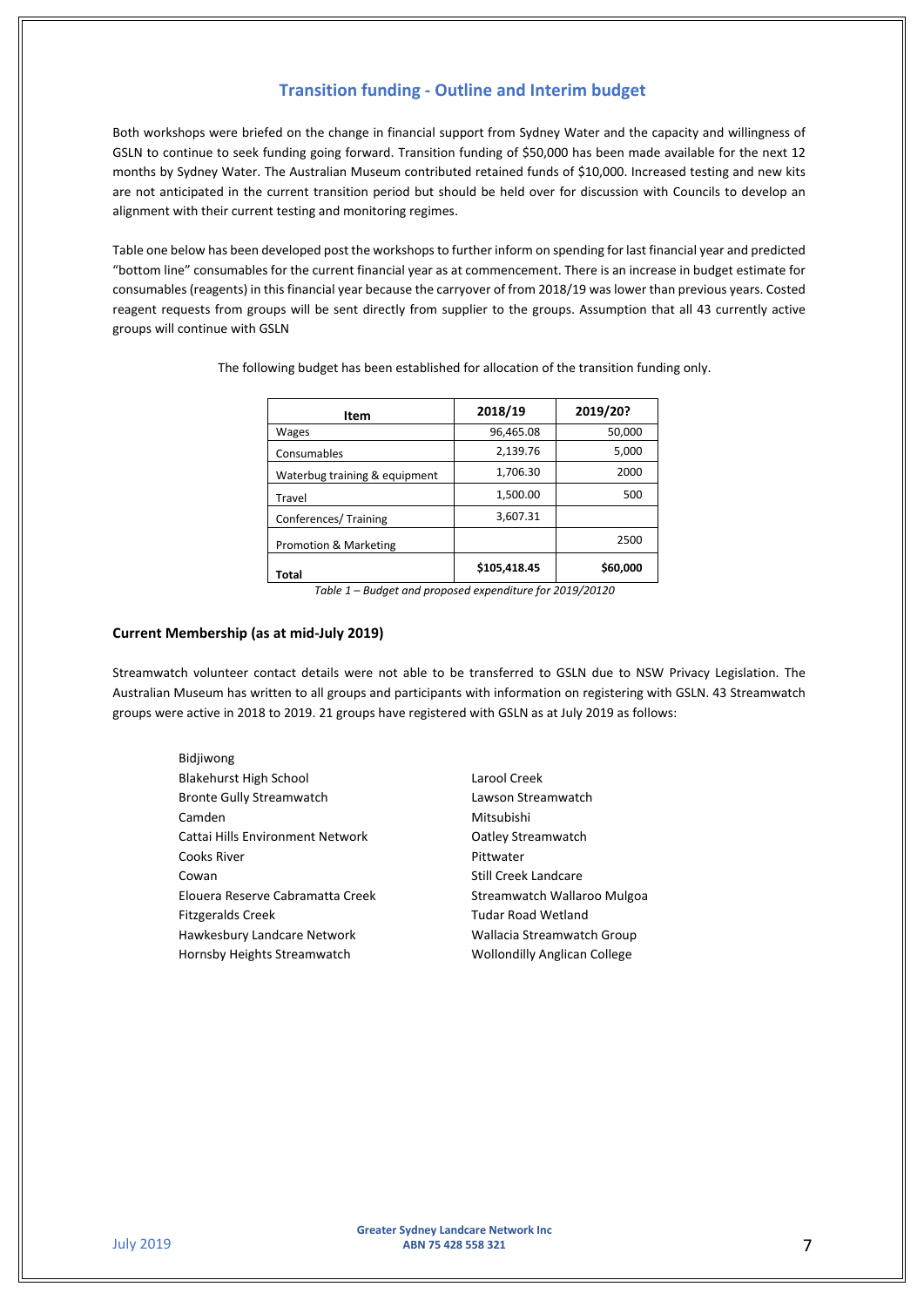## Transition funding - Outline and Interim budget

Both workshops were briefed on the change in financial support from Sydney Water and the capacity and willingness of GSLN to continue to seek funding going forward. Transition funding of $50,000 has been made available for the next 12 months by Sydney Water. The Australian Museum contributed retained funds of $10,000. Increased testing and new kits are not anticipated in the current transition period but should be held over for discussion with Councils to develop an alignment with their current testing and monitoring regimes.

Table one below has been developed post the workshops to further inform on spending for last financial year and predicted "bottom line" consumables for the current financial year as at commencement. There is an increase in budget estimate for consumables (reagents) in this financial year because the carryover of from 2018/19 was lower than previous years. Costed reagent requests from groups will be sent directly from supplier to the groups. Assumption that all 43 currently active groups will continue with GSLN

The following budget has been established for allocation of the transition funding only.

| Item | 2018/19 | 2019/20? |
|---|---|---|
| Wages | 96,465.08 | 50,000 |
| Consumables | 2,139.76 | 5,000 |
| Waterbug training & equipment | 1,706.30 | 2000 |
| Travel | 1,500.00 | 500 |
| Conferences/ Training | 3,607.31 | |
| Promotion & Marketing | | 2500 |
| **Total** | **$105,418.45** | **$60,000** |

*Table 1 – Budget and proposed expenditure for 2019/20120*

### Current Membership (as at mid-July 2019)

Streamwatch volunteer contact details were not able to be transferred to GSLN due to NSW Privacy Legislation. The Australian Museum has written to all groups and participants with information on registering with GSLN. 43 Streamwatch groups were active in 2018 to 2019. 21 groups have registered with GSLN as at July 2019 as follows:

- Bidjiwong
- Blakehurst High School
- Bronte Gully Streamwatch
- Camden
- Cattai Hills Environment Network
- Cooks River
- Cowan
- Elouera Reserve Cabramatta Creek
- Fitzgeralds Creek
- Hawkesbury Landcare Network
- Hornsby Heights Streamwatch
- Larool Creek
- Lawson Streamwatch
- Mitsubishi
- Oatley Streamwatch
- Pittwater
- Still Creek Landcare
- Streamwatch Wallaroo Mulgoa
- Tudar Road Wetland
- Wallacia Streamwatch Group
- Wollondilly Anglican College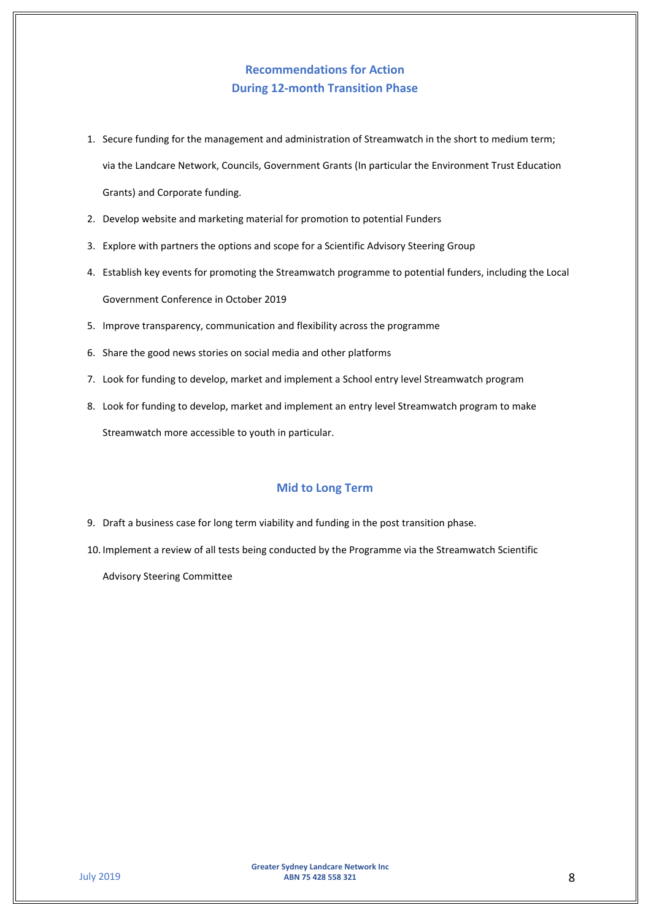## Recommendations for Action
## During 12-month Transition Phase

1. Secure funding for the management and administration of Streamwatch in the short to medium term; via the Landcare Network, Councils, Government Grants (In particular the Environment Trust Education Grants) and Corporate funding.
2. Develop website and marketing material for promotion to potential Funders
3. Explore with partners the options and scope for a Scientific Advisory Steering Group
4. Establish key events for promoting the Streamwatch programme to potential funders, including the Local Government Conference in October 2019
5. Improve transparency, communication and flexibility across the programme
6. Share the good news stories on social media and other platforms
7. Look for funding to develop, market and implement a School entry level Streamwatch program
8. Look for funding to develop, market and implement an entry level Streamwatch program to make Streamwatch more accessible to youth in particular.

## Mid to Long Term

9. Draft a business case for long term viability and funding in the post transition phase.
10. Implement a review of all tests being conducted by the Programme via the Streamwatch Scientific Advisory Steering Committee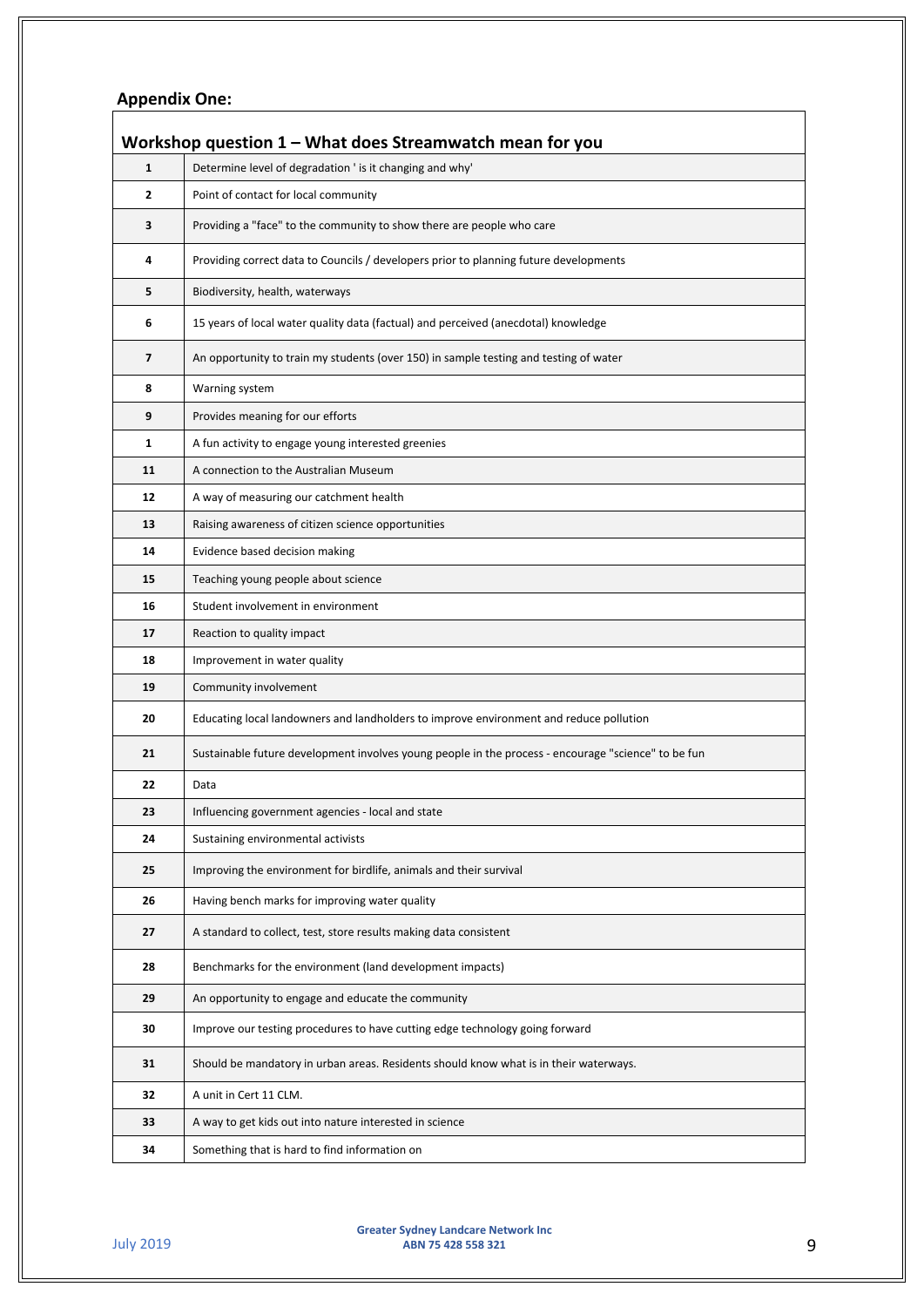## Appendix One:

| Workshop question 1 – What does Streamwatch mean for you | |
|---|---|
| 1 | Determine level of degradation ' is it changing and why' |
| 2 | Point of contact for local community |
| 3 | Providing a "face" to the community to show there are people who care |
| 4 | Providing correct data to Councils / developers prior to planning future developments |
| 5 | Biodiversity, health, waterways |
| 6 | 15 years of local water quality data (factual) and perceived (anecdotal) knowledge |
| 7 | An opportunity to train my students (over 150) in sample testing and testing of water |
| 8 | Warning system |
| 9 | Provides meaning for our efforts |
| 1 | A fun activity to engage young interested greenies |
| 11 | A connection to the Australian Museum |
| 12 | A way of measuring our catchment health |
| 13 | Raising awareness of citizen science opportunities |
| 14 | Evidence based decision making |
| 15 | Teaching young people about science |
| 16 | Student involvement in environment |
| 17 | Reaction to quality impact |
| 18 | Improvement in water quality |
| 19 | Community involvement |
| 20 | Educating local landowners and landholders to improve environment and reduce pollution |
| 21 | Sustainable future development involves young people in the process - encourage "science" to be fun |
| 22 | Data |
| 23 | Influencing government agencies - local and state |
| 24 | Sustaining environmental activists |
| 25 | Improving the environment for birdlife, animals and their survival |
| 26 | Having bench marks for improving water quality |
| 27 | A standard to collect, test, store results making data consistent |
| 28 | Benchmarks for the environment (land development impacts) |
| 29 | An opportunity to engage and educate the community |
| 30 | Improve our testing procedures to have cutting edge technology going forward |
| 31 | Should be mandatory in urban areas. Residents should know what is in their waterways. |
| 32 | A unit in Cert 11 CLM. |
| 33 | A way to get kids out into nature interested in science |
| 34 | Something that is hard to find information on |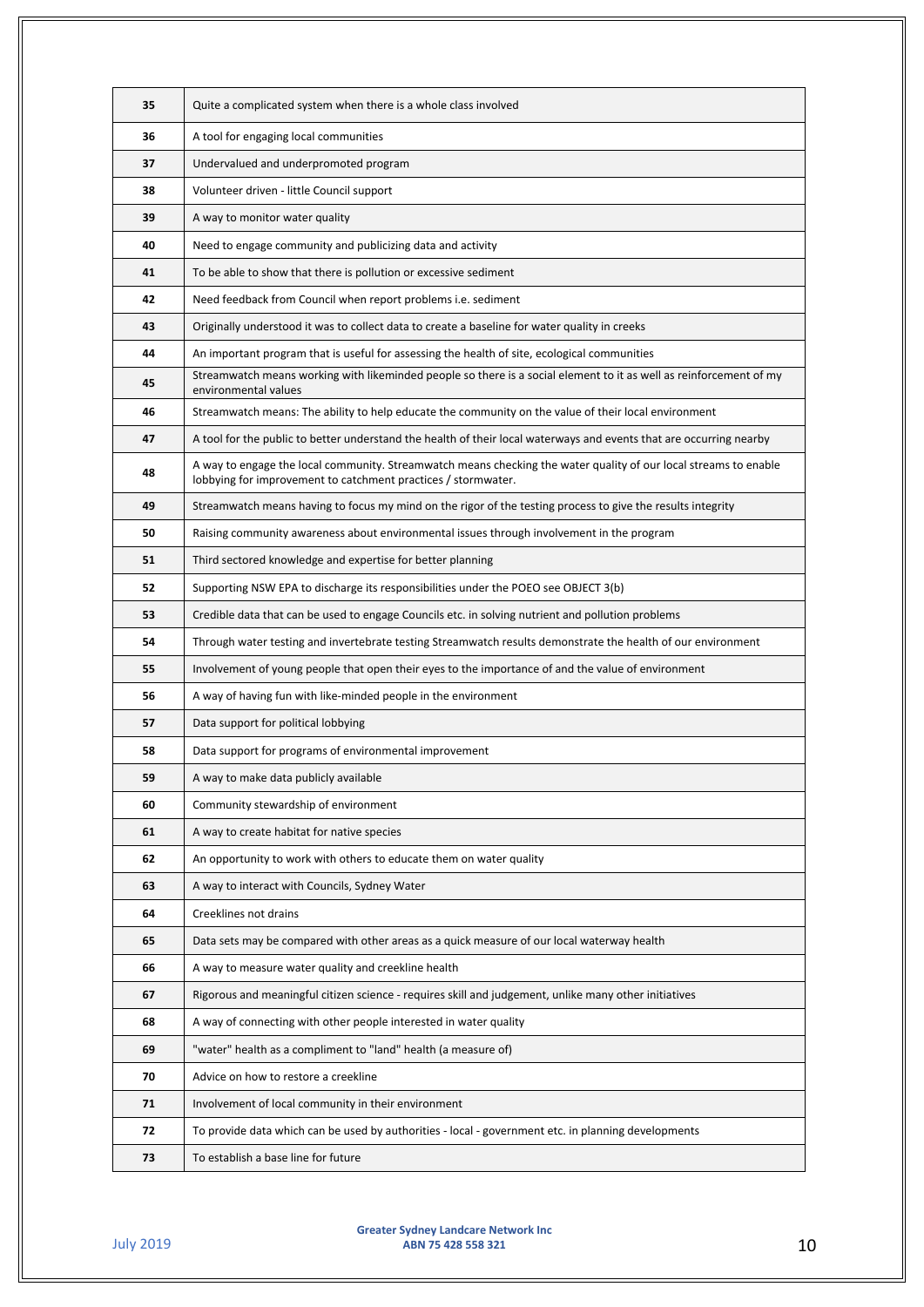| | |
|---|---|
| 35 | Quite a complicated system when there is a whole class involved |
| 36 | A tool for engaging local communities |
| 37 | Undervalued and underpromoted program |
| 38 | Volunteer driven - little Council support |
| 39 | A way to monitor water quality |
| 40 | Need to engage community and publicizing data and activity |
| 41 | To be able to show that there is pollution or excessive sediment |
| 42 | Need feedback from Council when report problems i.e. sediment |
| 43 | Originally understood it was to collect data to create a baseline for water quality in creeks |
| 44 | An important program that is useful for assessing the health of site, ecological communities |
| 45 | Streamwatch means working with likeminded people so there is a social element to it as well as reinforcement of my environmental values |
| 46 | Streamwatch means: The ability to help educate the community on the value of their local environment |
| 47 | A tool for the public to better understand the health of their local waterways and events that are occurring nearby |
| 48 | A way to engage the local community. Streamwatch means checking the water quality of our local streams to enable lobbying for improvement to catchment practices / stormwater. |
| 49 | Streamwatch means having to focus my mind on the rigor of the testing process to give the results integrity |
| 50 | Raising community awareness about environmental issues through involvement in the program |
| 51 | Third sectored knowledge and expertise for better planning |
| 52 | Supporting NSW EPA to discharge its responsibilities under the POEO see OBJECT 3(b) |
| 53 | Credible data that can be used to engage Councils etc. in solving nutrient and pollution problems |
| 54 | Through water testing and invertebrate testing Streamwatch results demonstrate the health of our environment |
| 55 | Involvement of young people that open their eyes to the importance of and the value of environment |
| 56 | A way of having fun with like-minded people in the environment |
| 57 | Data support for political lobbying |
| 58 | Data support for programs of environmental improvement |
| 59 | A way to make data publicly available |
| 60 | Community stewardship of environment |
| 61 | A way to create habitat for native species |
| 62 | An opportunity to work with others to educate them on water quality |
| 63 | A way to interact with Councils, Sydney Water |
| 64 | Creeklines not drains |
| 65 | Data sets may be compared with other areas as a quick measure of our local waterway health |
| 66 | A way to measure water quality and creekline health |
| 67 | Rigorous and meaningful citizen science - requires skill and judgement, unlike many other initiatives |
| 68 | A way of connecting with other people interested in water quality |
| 69 | "water" health as a compliment to "land" health (a measure of) |
| 70 | Advice on how to restore a creekline |
| 71 | Involvement of local community in their environment |
| 72 | To provide data which can be used by authorities - local - government etc. in planning developments |
| 73 | To establish a base line for future |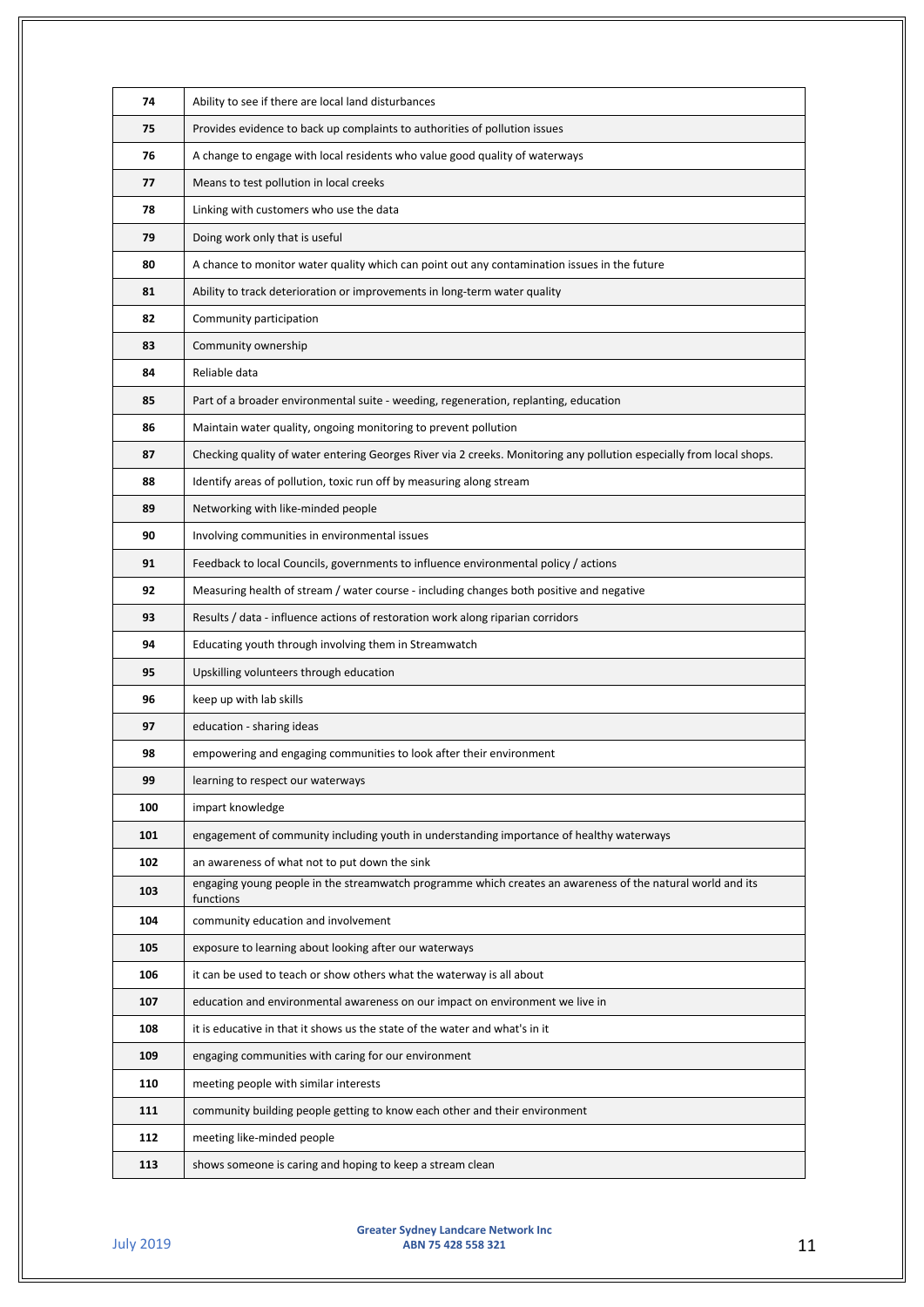| | |
|---|---|
| **74** | Ability to see if there are local land disturbances |
| **75** | Provides evidence to back up complaints to authorities of pollution issues |
| **76** | A change to engage with local residents who value good quality of waterways |
| **77** | Means to test pollution in local creeks |
| **78** | Linking with customers who use the data |
| **79** | Doing work only that is useful |
| **80** | A chance to monitor water quality which can point out any contamination issues in the future |
| **81** | Ability to track deterioration or improvements in long-term water quality |
| **82** | Community participation |
| **83** | Community ownership |
| **84** | Reliable data |
| **85** | Part of a broader environmental suite - weeding, regeneration, replanting, education |
| **86** | Maintain water quality, ongoing monitoring to prevent pollution |
| **87** | Checking quality of water entering Georges River via 2 creeks. Monitoring any pollution especially from local shops. |
| **88** | Identify areas of pollution, toxic run off by measuring along stream |
| **89** | Networking with like-minded people |
| **90** | Involving communities in environmental issues |
| **91** | Feedback to local Councils, governments to influence environmental policy / actions |
| **92** | Measuring health of stream / water course - including changes both positive and negative |
| **93** | Results / data - influence actions of restoration work along riparian corridors |
| **94** | Educating youth through involving them in Streamwatch |
| **95** | Upskilling volunteers through education |
| **96** | keep up with lab skills |
| **97** | education - sharing ideas |
| **98** | empowering and engaging communities to look after their environment |
| **99** | learning to respect our waterways |
| **100** | impart knowledge |
| **101** | engagement of community including youth in understanding importance of healthy waterways |
| **102** | an awareness of what not to put down the sink |
| **103** | engaging young people in the streamwatch programme which creates an awareness of the natural world and its functions |
| **104** | community education and involvement |
| **105** | exposure to learning about looking after our waterways |
| **106** | it can be used to teach or show others what the waterway is all about |
| **107** | education and environmental awareness on our impact on environment we live in |
| **108** | it is educative in that it shows us the state of the water and what's in it |
| **109** | engaging communities with caring for our environment |
| **110** | meeting people with similar interests |
| **111** | community building people getting to know each other and their environment |
| **112** | meeting like-minded people |
| **113** | shows someone is caring and hoping to keep a stream clean |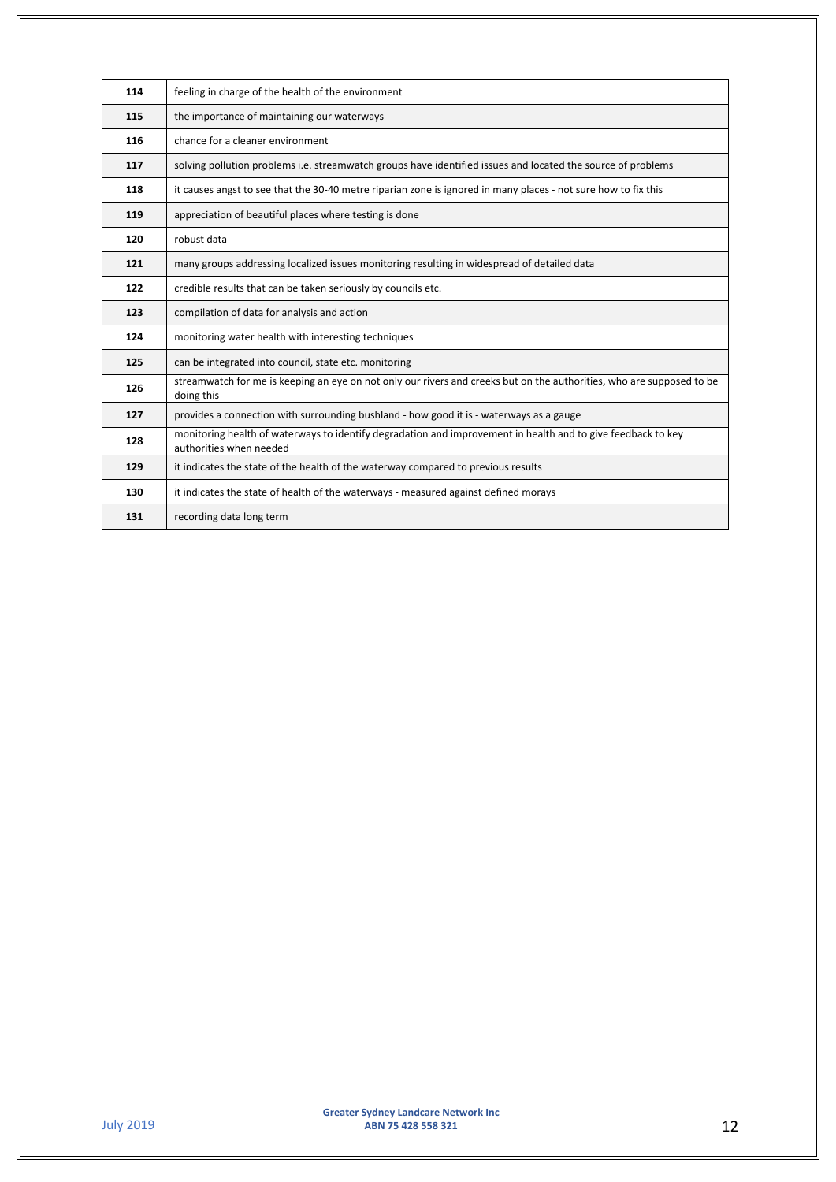| | |
|---|---|
| **114** | feeling in charge of the health of the environment |
| **115** | the importance of maintaining our waterways |
| **116** | chance for a cleaner environment |
| **117** | solving pollution problems i.e. streamwatch groups have identified issues and located the source of problems |
| **118** | it causes angst to see that the 30-40 metre riparian zone is ignored in many places - not sure how to fix this |
| **119** | appreciation of beautiful places where testing is done |
| **120** | robust data |
| **121** | many groups addressing localized issues monitoring resulting in widespread of detailed data |
| **122** | credible results that can be taken seriously by councils etc. |
| **123** | compilation of data for analysis and action |
| **124** | monitoring water health with interesting techniques |
| **125** | can be integrated into council, state etc. monitoring |
| **126** | streamwatch for me is keeping an eye on not only our rivers and creeks but on the authorities, who are supposed to be doing this |
| **127** | provides a connection with surrounding bushland - how good it is - waterways as a gauge |
| **128** | monitoring health of waterways to identify degradation and improvement in health and to give feedback to key authorities when needed |
| **129** | it indicates the state of the health of the waterway compared to previous results |
| **130** | it indicates the state of health of the waterways - measured against defined morays |
| **131** | recording data long term |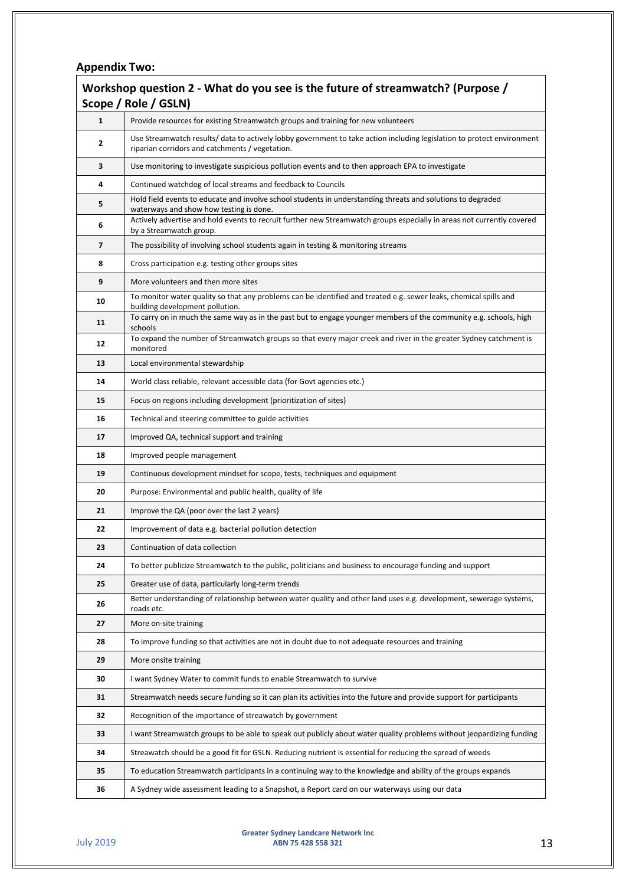## Appendix Two:

| Workshop question 2 - What do you see is the future of streamwatch? (Purpose / Scope / Role / GSLN) | |
|---|---|
| 1 | Provide resources for existing Streamwatch groups and training for new volunteers |
| 2 | Use Streamwatch results/ data to actively lobby government to take action including legislation to protect environment riparian corridors and catchments / vegetation. |
| 3 | Use monitoring to investigate suspicious pollution events and to then approach EPA to investigate |
| 4 | Continued watchdog of local streams and feedback to Councils |
| 5 | Hold field events to educate and involve school students in understanding threats and solutions to degraded waterways and show how testing is done. |
| 6 | Actively advertise and hold events to recruit further new Streamwatch groups especially in areas not currently covered by a Streamwatch group. |
| 7 | The possibility of involving school students again in testing & monitoring streams |
| 8 | Cross participation e.g. testing other groups sites |
| 9 | More volunteers and then more sites |
| 10 | To monitor water quality so that any problems can be identified and treated e.g. sewer leaks, chemical spills and building development pollution. |
| 11 | To carry on in much the same way as in the past but to engage younger members of the community e.g. schools, high schools |
| 12 | To expand the number of Streamwatch groups so that every major creek and river in the greater Sydney catchment is monitored |
| 13 | Local environmental stewardship |
| 14 | World class reliable, relevant accessible data (for Govt agencies etc.) |
| 15 | Focus on regions including development (prioritization of sites) |
| 16 | Technical and steering committee to guide activities |
| 17 | Improved QA, technical support and training |
| 18 | Improved people management |
| 19 | Continuous development mindset for scope, tests, techniques and equipment |
| 20 | Purpose: Environmental and public health, quality of life |
| 21 | Improve the QA (poor over the last 2 years) |
| 22 | Improvement of data e.g. bacterial pollution detection |
| 23 | Continuation of data collection |
| 24 | To better publicize Streamwatch to the public, politicians and business to encourage funding and support |
| 25 | Greater use of data, particularly long-term trends |
| 26 | Better understanding of relationship between water quality and other land uses e.g. development, sewerage systems, roads etc. |
| 27 | More on-site training |
| 28 | To improve funding so that activities are not in doubt due to not adequate resources and training |
| 29 | More onsite training |
| 30 | I want Sydney Water to commit funds to enable Streamwatch to survive |
| 31 | Streamwatch needs secure funding so it can plan its activities into the future and provide support for participants |
| 32 | Recognition of the importance of streawatch by government |
| 33 | I want Streamwatch groups to be able to speak out publicly about water quality problems without jeopardizing funding |
| 34 | Streawatch should be a good fit for GSLN. Reducing nutrient is essential for reducing the spread of weeds |
| 35 | To education Streamwatch participants in a continuing way to the knowledge and ability of the groups expands |
| 36 | A Sydney wide assessment leading to a Snapshot, a Report card on our waterways using our data |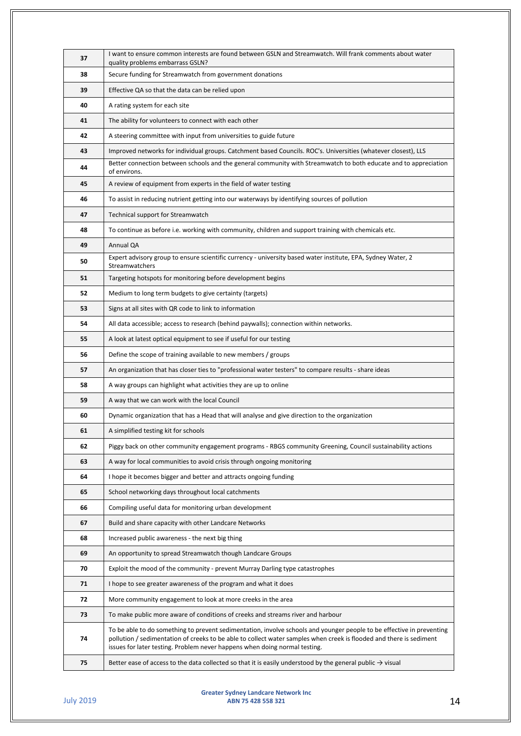| 37 | I want to ensure common interests are found between GSLN and Streamwatch. Will frank comments about water quality problems embarrass GSLN? |
|---|---|
| 38 | Secure funding for Streamwatch from government donations |
| 39 | Effective QA so that the data can be relied upon |
| 40 | A rating system for each site |
| 41 | The ability for volunteers to connect with each other |
| 42 | A steering committee with input from universities to guide future |
| 43 | Improved networks for individual groups. Catchment based Councils. ROC's. Universities (whatever closest), LLS |
| 44 | Better connection between schools and the general community with Streamwatch to both educate and to appreciation of environs. |
| 45 | A review of equipment from experts in the field of water testing |
| 46 | To assist in reducing nutrient getting into our waterways by identifying sources of pollution |
| 47 | Technical support for Streamwatch |
| 48 | To continue as before i.e. working with community, children and support training with chemicals etc. |
| 49 | Annual QA |
| 50 | Expert advisory group to ensure scientific currency - university based water institute, EPA, Sydney Water, 2 Streamwatchers |
| 51 | Targeting hotspots for monitoring before development begins |
| 52 | Medium to long term budgets to give certainty (targets) |
| 53 | Signs at all sites with QR code to link to information |
| 54 | All data accessible; access to research (behind paywalls); connection within networks. |
| 55 | A look at latest optical equipment to see if useful for our testing |
| 56 | Define the scope of training available to new members / groups |
| 57 | An organization that has closer ties to "professional water testers" to compare results - share ideas |
| 58 | A way groups can highlight what activities they are up to online |
| 59 | A way that we can work with the local Council |
| 60 | Dynamic organization that has a Head that will analyse and give direction to the organization |
| 61 | A simplified testing kit for schools |
| 62 | Piggy back on other community engagement programs - RBGS community Greening, Council sustainability actions |
| 63 | A way for local communities to avoid crisis through ongoing monitoring |
| 64 | I hope it becomes bigger and better and attracts ongoing funding |
| 65 | School networking days throughout local catchments |
| 66 | Compiling useful data for monitoring urban development |
| 67 | Build and share capacity with other Landcare Networks |
| 68 | Increased public awareness - the next big thing |
| 69 | An opportunity to spread Streamwatch though Landcare Groups |
| 70 | Exploit the mood of the community - prevent Murray Darling type catastrophes |
| 71 | I hope to see greater awareness of the program and what it does |
| 72 | More community engagement to look at more creeks in the area |
| 73 | To make public more aware of conditions of creeks and streams river and harbour |
| 74 | To be able to do something to prevent sedimentation, involve schools and younger people to be effective in preventing pollution / sedimentation of creeks to be able to collect water samples when creek is flooded and there is sediment issues for later testing. Problem never happens when doing normal testing. |
| 75 | Better ease of access to the data collected so that it is easily understood by the general public → visual |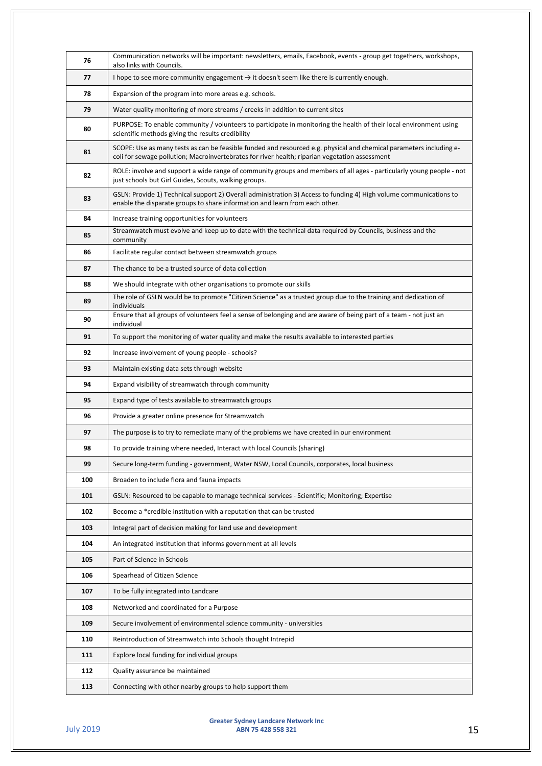| | |
|---|---|
| 76 | Communication networks will be important: newsletters, emails, Facebook, events - group get togethers, workshops, also links with Councils. |
| 77 | I hope to see more community engagement → it doesn't seem like there is currently enough. |
| 78 | Expansion of the program into more areas e.g. schools. |
| 79 | Water quality monitoring of more streams / creeks in addition to current sites |
| 80 | PURPOSE: To enable community / volunteers to participate in monitoring the health of their local environment using scientific methods giving the results credibility |
| 81 | SCOPE: Use as many tests as can be feasible funded and resourced e.g. physical and chemical parameters including e-coli for sewage pollution; Macroinvertebrates for river health; riparian vegetation assessment |
| 82 | ROLE: involve and support a wide range of community groups and members of all ages - particularly young people - not just schools but Girl Guides, Scouts, walking groups. |
| 83 | GSLN: Provide 1) Technical support 2) Overall administration 3) Access to funding 4) High volume communications to enable the disparate groups to share information and learn from each other. |
| 84 | Increase training opportunities for volunteers |
| 85 | Streamwatch must evolve and keep up to date with the technical data required by Councils, business and the community |
| 86 | Facilitate regular contact between streamwatch groups |
| 87 | The chance to be a trusted source of data collection |
| 88 | We should integrate with other organisations to promote our skills |
| 89 | The role of GSLN would be to promote "Citizen Science" as a trusted group due to the training and dedication of individuals |
| 90 | Ensure that all groups of volunteers feel a sense of belonging and are aware of being part of a team - not just an individual |
| 91 | To support the monitoring of water quality and make the results available to interested parties |
| 92 | Increase involvement of young people - schools? |
| 93 | Maintain existing data sets through website |
| 94 | Expand visibility of streamwatch through community |
| 95 | Expand type of tests available to streamwatch groups |
| 96 | Provide a greater online presence for Streamwatch |
| 97 | The purpose is to try to remediate many of the problems we have created in our environment |
| 98 | To provide training where needed, Interact with local Councils (sharing) |
| 99 | Secure long-term funding - government, Water NSW, Local Councils, corporates, local business |
| 100 | Broaden to include flora and fauna impacts |
| 101 | GSLN: Resourced to be capable to manage technical services - Scientific; Monitoring; Expertise |
| 102 | Become a *credible institution with a reputation that can be trusted |
| 103 | Integral part of decision making for land use and development |
| 104 | An integrated institution that informs government at all levels |
| 105 | Part of Science in Schools |
| 106 | Spearhead of Citizen Science |
| 107 | To be fully integrated into Landcare |
| 108 | Networked and coordinated for a Purpose |
| 109 | Secure involvement of environmental science community - universities |
| 110 | Reintroduction of Streamwatch into Schools thought Intrepid |
| 111 | Explore local funding for individual groups |
| 112 | Quality assurance be maintained |
| 113 | Connecting with other nearby groups to help support them |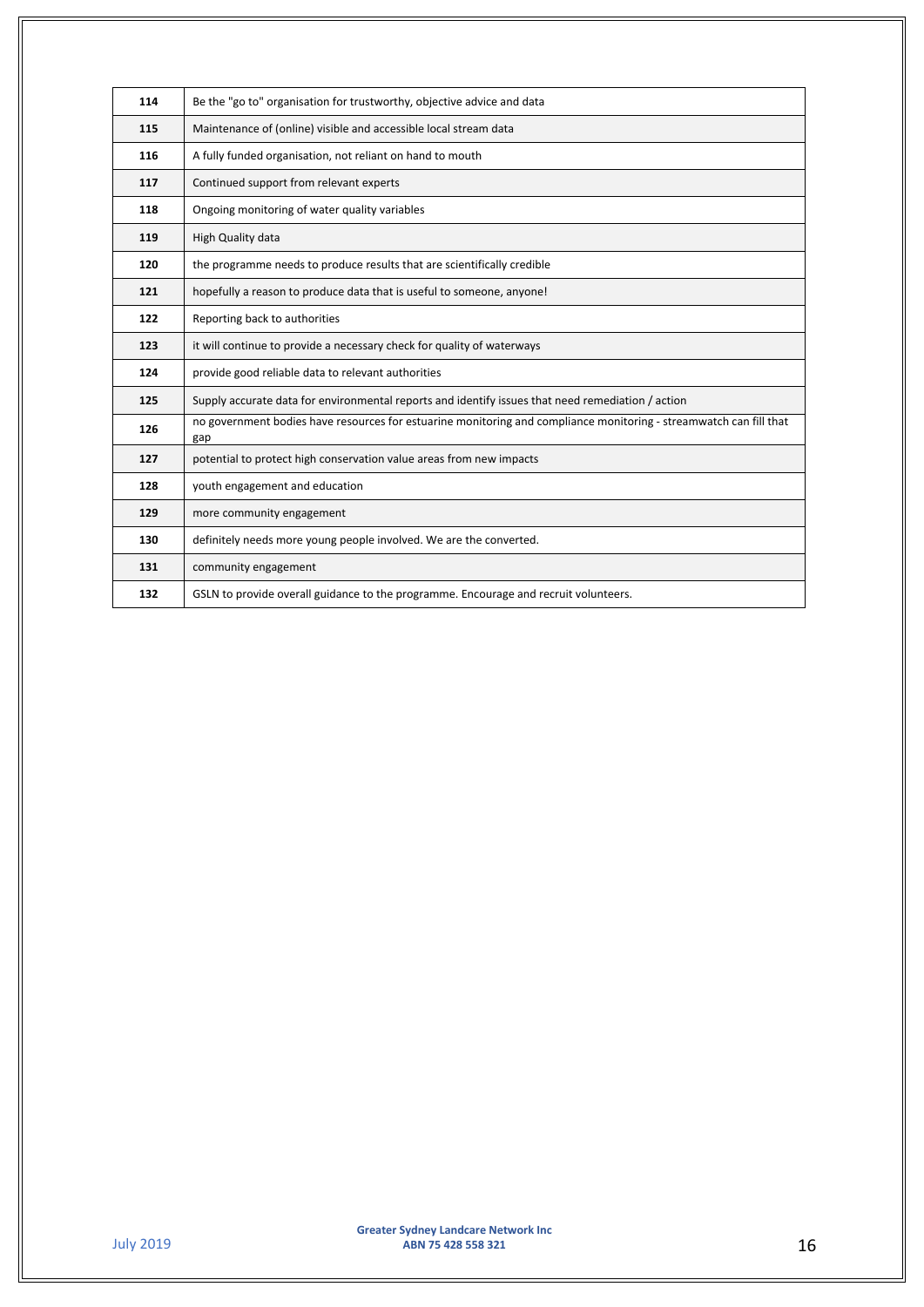| | |
|---|---|
| 114 | Be the "go to" organisation for trustworthy, objective advice and data |
| 115 | Maintenance of (online) visible and accessible local stream data |
| 116 | A fully funded organisation, not reliant on hand to mouth |
| 117 | Continued support from relevant experts |
| 118 | Ongoing monitoring of water quality variables |
| 119 | High Quality data |
| 120 | the programme needs to produce results that are scientifically credible |
| 121 | hopefully a reason to produce data that is useful to someone, anyone! |
| 122 | Reporting back to authorities |
| 123 | it will continue to provide a necessary check for quality of waterways |
| 124 | provide good reliable data to relevant authorities |
| 125 | Supply accurate data for environmental reports and identify issues that need remediation / action |
| 126 | no government bodies have resources for estuarine monitoring and compliance monitoring - streamwatch can fill that gap |
| 127 | potential to protect high conservation value areas from new impacts |
| 128 | youth engagement and education |
| 129 | more community engagement |
| 130 | definitely needs more young people involved. We are the converted. |
| 131 | community engagement |
| 132 | GSLN to provide overall guidance to the programme. Encourage and recruit volunteers. |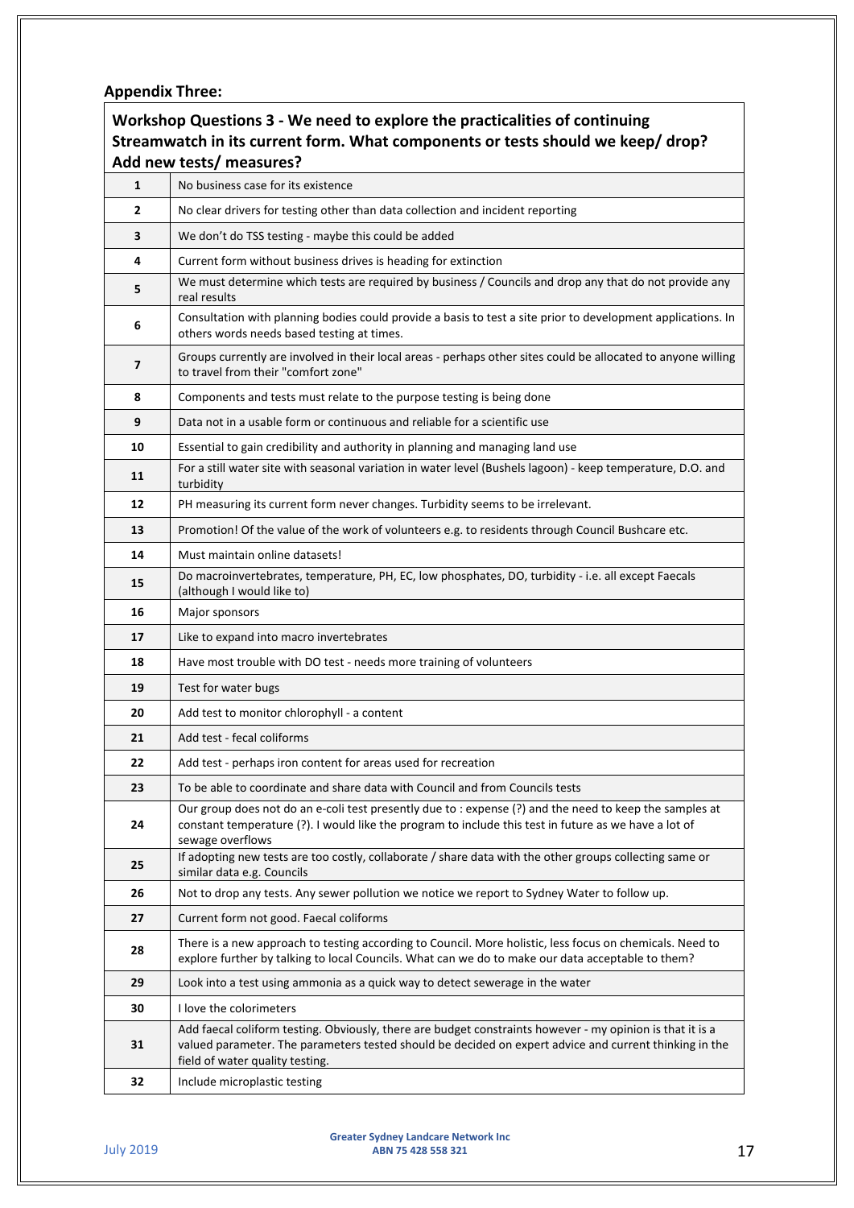**Appendix Three:**

| **Workshop Questions 3 - We need to explore the practicalities of continuing Streamwatch in its current form. What components or tests should we keep/ drop? Add new tests/ measures?** | |
|---|---|
| 1 | No business case for its existence |
| 2 | No clear drivers for testing other than data collection and incident reporting |
| 3 | We don't do TSS testing - maybe this could be added |
| 4 | Current form without business drives is heading for extinction |
| 5 | We must determine which tests are required by business / Councils and drop any that do not provide any real results |
| 6 | Consultation with planning bodies could provide a basis to test a site prior to development applications. In others words needs based testing at times. |
| 7 | Groups currently are involved in their local areas - perhaps other sites could be allocated to anyone willing to travel from their "comfort zone" |
| 8 | Components and tests must relate to the purpose testing is being done |
| 9 | Data not in a usable form or continuous and reliable for a scientific use |
| 10 | Essential to gain credibility and authority in planning and managing land use |
| 11 | For a still water site with seasonal variation in water level (Bushels lagoon) - keep temperature, D.O. and turbidity |
| 12 | PH measuring its current form never changes. Turbidity seems to be irrelevant. |
| 13 | Promotion! Of the value of the work of volunteers e.g. to residents through Council Bushcare etc. |
| 14 | Must maintain online datasets! |
| 15 | Do macroinvertebrates, temperature, PH, EC, low phosphates, DO, turbidity - i.e. all except Faecals (although I would like to) |
| 16 | Major sponsors |
| 17 | Like to expand into macro invertebrates |
| 18 | Have most trouble with DO test - needs more training of volunteers |
| 19 | Test for water bugs |
| 20 | Add test to monitor chlorophyll - a content |
| 21 | Add test - fecal coliforms |
| 22 | Add test - perhaps iron content for areas used for recreation |
| 23 | To be able to coordinate and share data with Council and from Councils tests |
| 24 | Our group does not do an e-coli test presently due to : expense (?) and the need to keep the samples at constant temperature (?). I would like the program to include this test in future as we have a lot of sewage overflows |
| 25 | If adopting new tests are too costly, collaborate / share data with the other groups collecting same or similar data e.g. Councils |
| 26 | Not to drop any tests. Any sewer pollution we notice we report to Sydney Water to follow up. |
| 27 | Current form not good. Faecal coliforms |
| 28 | There is a new approach to testing according to Council. More holistic, less focus on chemicals. Need to explore further by talking to local Councils. What can we do to make our data acceptable to them? |
| 29 | Look into a test using ammonia as a quick way to detect sewerage in the water |
| 30 | I love the colorimeters |
| 31 | Add faecal coliform testing. Obviously, there are budget constraints however - my opinion is that it is a valued parameter. The parameters tested should be decided on expert advice and current thinking in the field of water quality testing. |
| 32 | Include microplastic testing |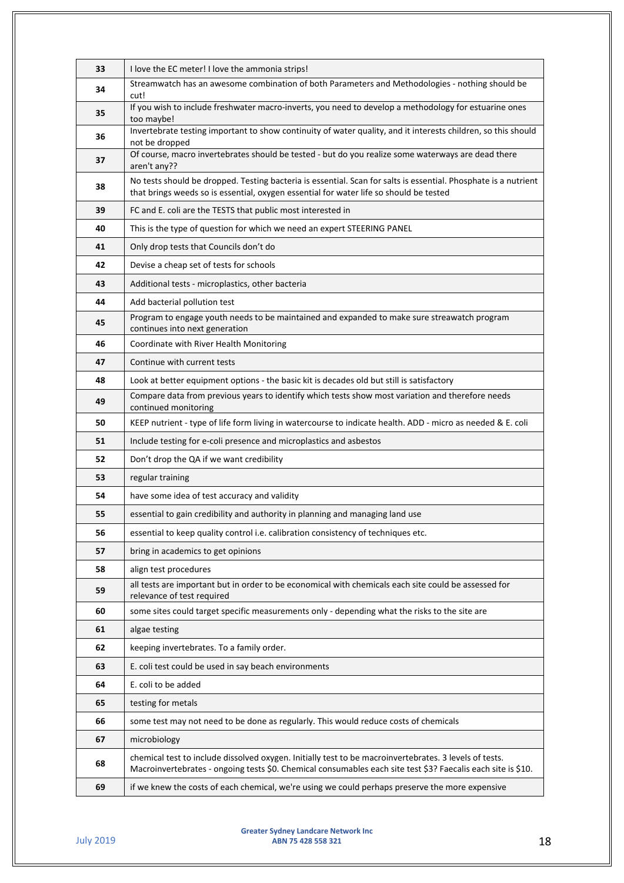| | |
|---|---|
| 33 | I love the EC meter! I love the ammonia strips! |
| 34 | Streamwatch has an awesome combination of both Parameters and Methodologies - nothing should be cut! |
| 35 | If you wish to include freshwater macro-inverts, you need to develop a methodology for estuarine ones too maybe! |
| 36 | Invertebrate testing important to show continuity of water quality, and it interests children, so this should not be dropped |
| 37 | Of course, macro invertebrates should be tested - but do you realize some waterways are dead there aren't any?? |
| 38 | No tests should be dropped. Testing bacteria is essential. Scan for salts is essential. Phosphate is a nutrient that brings weeds so is essential, oxygen essential for water life so should be tested |
| 39 | FC and E. coli are the TESTS that public most interested in |
| 40 | This is the type of question for which we need an expert STEERING PANEL |
| 41 | Only drop tests that Councils don't do |
| 42 | Devise a cheap set of tests for schools |
| 43 | Additional tests - microplastics, other bacteria |
| 44 | Add bacterial pollution test |
| 45 | Program to engage youth needs to be maintained and expanded to make sure streawatch program continues into next generation |
| 46 | Coordinate with River Health Monitoring |
| 47 | Continue with current tests |
| 48 | Look at better equipment options - the basic kit is decades old but still is satisfactory |
| 49 | Compare data from previous years to identify which tests show most variation and therefore needs continued monitoring |
| 50 | KEEP nutrient - type of life form living in watercourse to indicate health. ADD - micro as needed & E. coli |
| 51 | Include testing for e-coli presence and microplastics and asbestos |
| 52 | Don't drop the QA if we want credibility |
| 53 | regular training |
| 54 | have some idea of test accuracy and validity |
| 55 | essential to gain credibility and authority in planning and managing land use |
| 56 | essential to keep quality control i.e. calibration consistency of techniques etc. |
| 57 | bring in academics to get opinions |
| 58 | align test procedures |
| 59 | all tests are important but in order to be economical with chemicals each site could be assessed for relevance of test required |
| 60 | some sites could target specific measurements only - depending what the risks to the site are |
| 61 | algae testing |
| 62 | keeping invertebrates. To a family order. |
| 63 | E. coli test could be used in say beach environments |
| 64 | E. coli to be added |
| 65 | testing for metals |
| 66 | some test may not need to be done as regularly. This would reduce costs of chemicals |
| 67 | microbiology |
| 68 | chemical test to include dissolved oxygen. Initially test to be macroinvertebrates. 3 levels of tests. Macroinvertebrates - ongoing tests $0. Chemical consumables each site test $3? Faecalis each site is $10. |
| 69 | if we knew the costs of each chemical, we're using we could perhaps preserve the more expensive |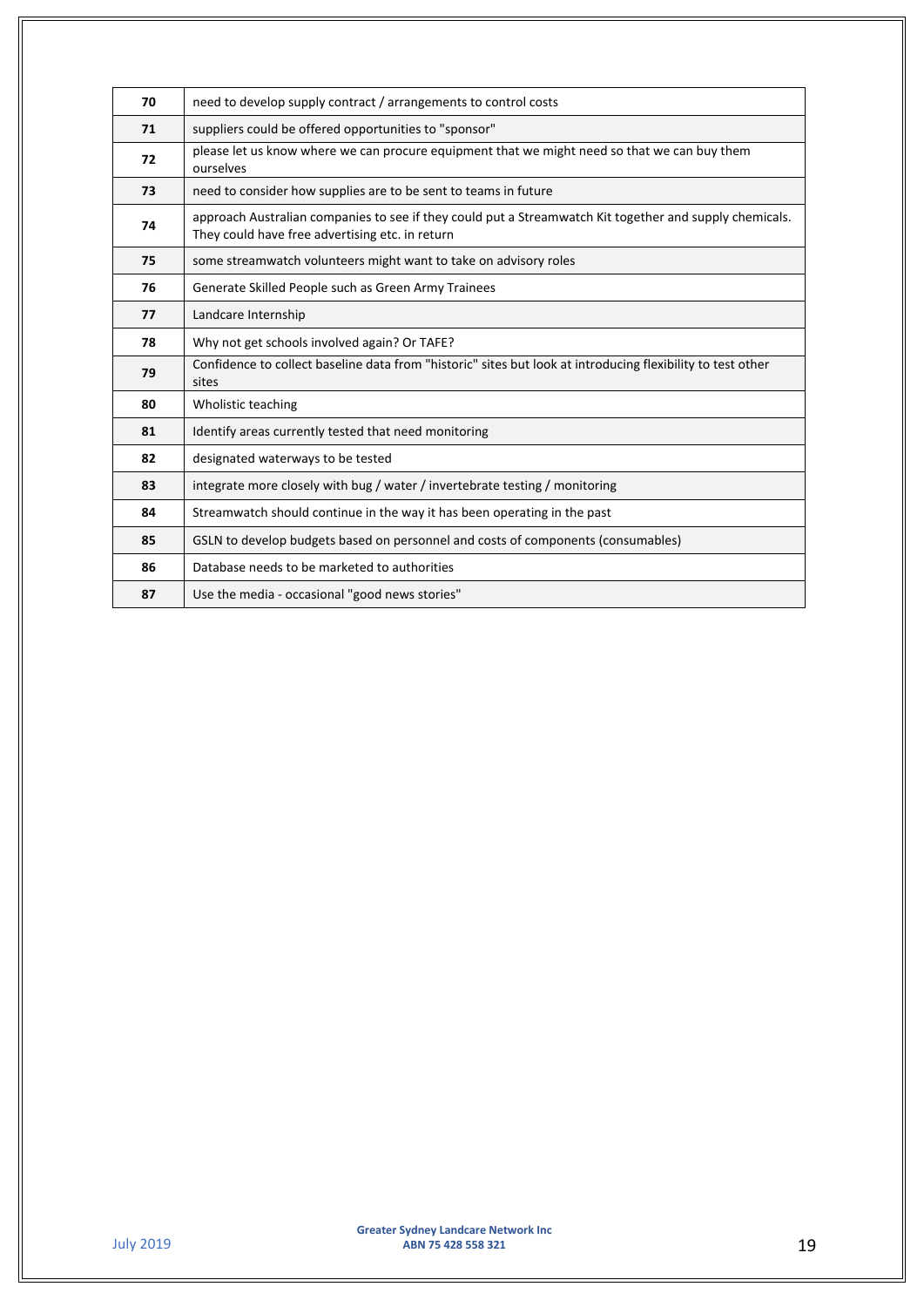| | |
|---|---|
| **70** | need to develop supply contract / arrangements to control costs |
| **71** | suppliers could be offered opportunities to "sponsor" |
| **72** | please let us know where we can procure equipment that we might need so that we can buy them ourselves |
| **73** | need to consider how supplies are to be sent to teams in future |
| **74** | approach Australian companies to see if they could put a Streamwatch Kit together and supply chemicals. They could have free advertising etc. in return |
| **75** | some streamwatch volunteers might want to take on advisory roles |
| **76** | Generate Skilled People such as Green Army Trainees |
| **77** | Landcare Internship |
| **78** | Why not get schools involved again? Or TAFE? |
| **79** | Confidence to collect baseline data from "historic" sites but look at introducing flexibility to test other sites |
| **80** | Wholistic teaching |
| **81** | Identify areas currently tested that need monitoring |
| **82** | designated waterways to be tested |
| **83** | integrate more closely with bug / water / invertebrate testing / monitoring |
| **84** | Streamwatch should continue in the way it has been operating in the past |
| **85** | GSLN to develop budgets based on personnel and costs of components (consumables) |
| **86** | Database needs to be marketed to authorities |
| **87** | Use the media - occasional "good news stories" |